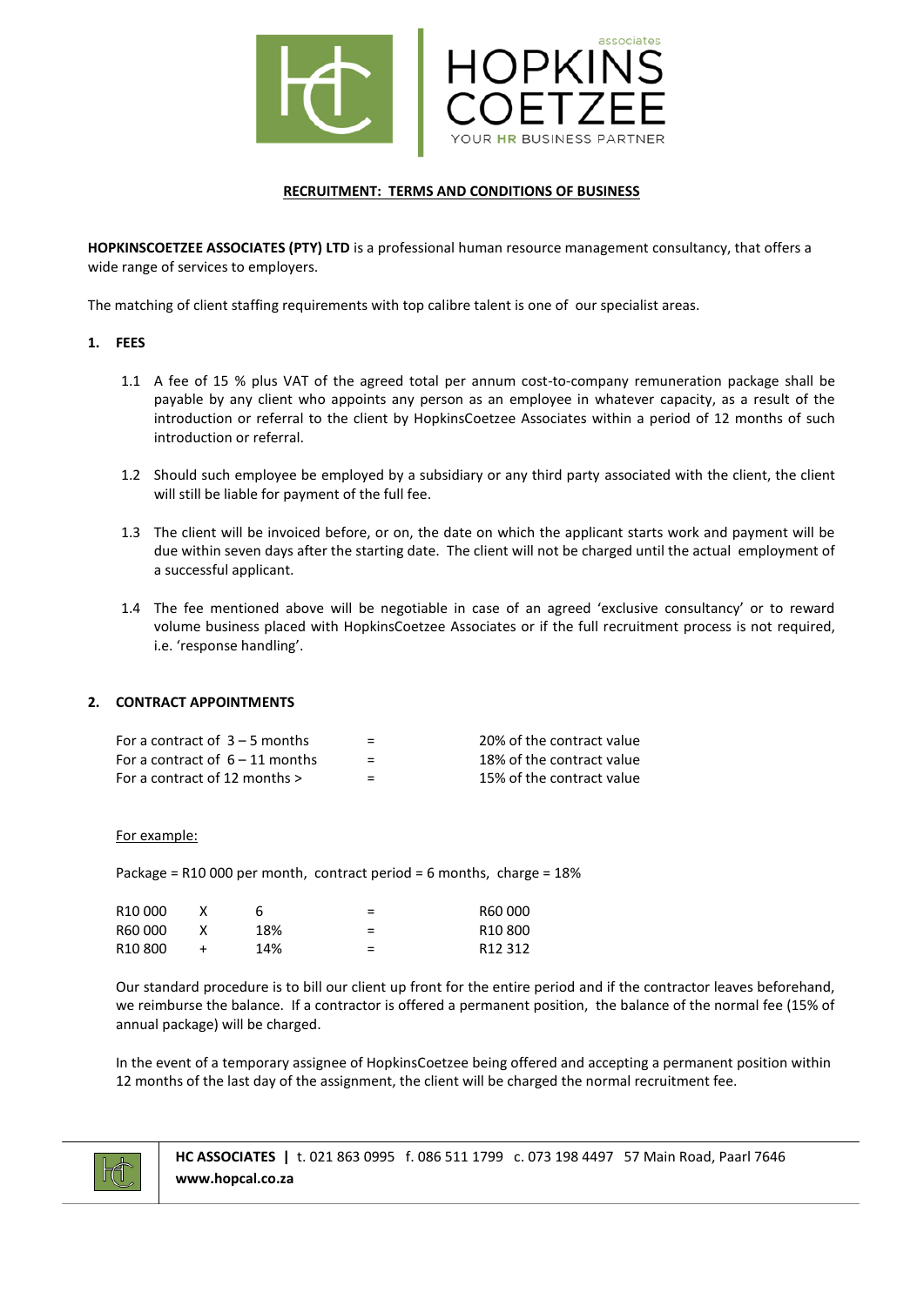# RECRUITMENT: TERMS AND CONDITIONS OF BUSINESS

**HOPKINSCOETZEE ASSOCIATES (PTY) LTD** is a professional human resource management consultancy, that offers a wide range of services to employers.

The matching of client staffing requirements with top calibre talent is one of our specialist areas.

## 1. FEES

1.1 A fee of 15 % plus VAT of the agreed total per annum cost-to-company remuneration package shall be payable by any client who appoints any person as an employee in whatever capacity, as a result of the introduction or referral to the client by HopkinsCoetzee Associates within a period of 12 months of such introduction or referral.

1.2 Should such employee be employed by a subsidiary or any third party associated with the client, the client will still be liable for payment of the full fee.

1.3 The client will be invoiced before, or on, the date on which the applicant starts work and payment will be due within seven days after the starting date. The client will not be charged until the actual employment of a successful applicant.

1.4 The fee mentioned above will be negotiable in case of an agreed 'exclusive consultancy' or to reward volume business placed with HopkinsCoetzee Associates or if the full recruitment process is not required, i.e. 'response handling'.

## 2. CONTRACT APPOINTMENTS

| | | |
|---|---|---|
| For a contract of 3 – 5 months | = | 20% of the contract value |
| For a contract of 6 – 11 months | = | 18% of the contract value |
| For a contract of 12 months > | = | 15% of the contract value |

For example:

Package = R10 000 per month, contract period = 6 months, charge = 18%

| | | | | |
|---|---|---|---|---|
| R10 000 | X | 6 | = | R60 000 |
| R60 000 | X | 18% | = | R10 800 |
| R10 800 | + | 14% | = | R12 312 |

Our standard procedure is to bill our client up front for the entire period and if the contractor leaves beforehand, we reimburse the balance. If a contractor is offered a permanent position, the balance of the normal fee (15% of annual package) will be charged.

In the event of a temporary assignee of HopkinsCoetzee being offered and accepting a permanent position within 12 months of the last day of the assignment, the client will be charged the normal recruitment fee.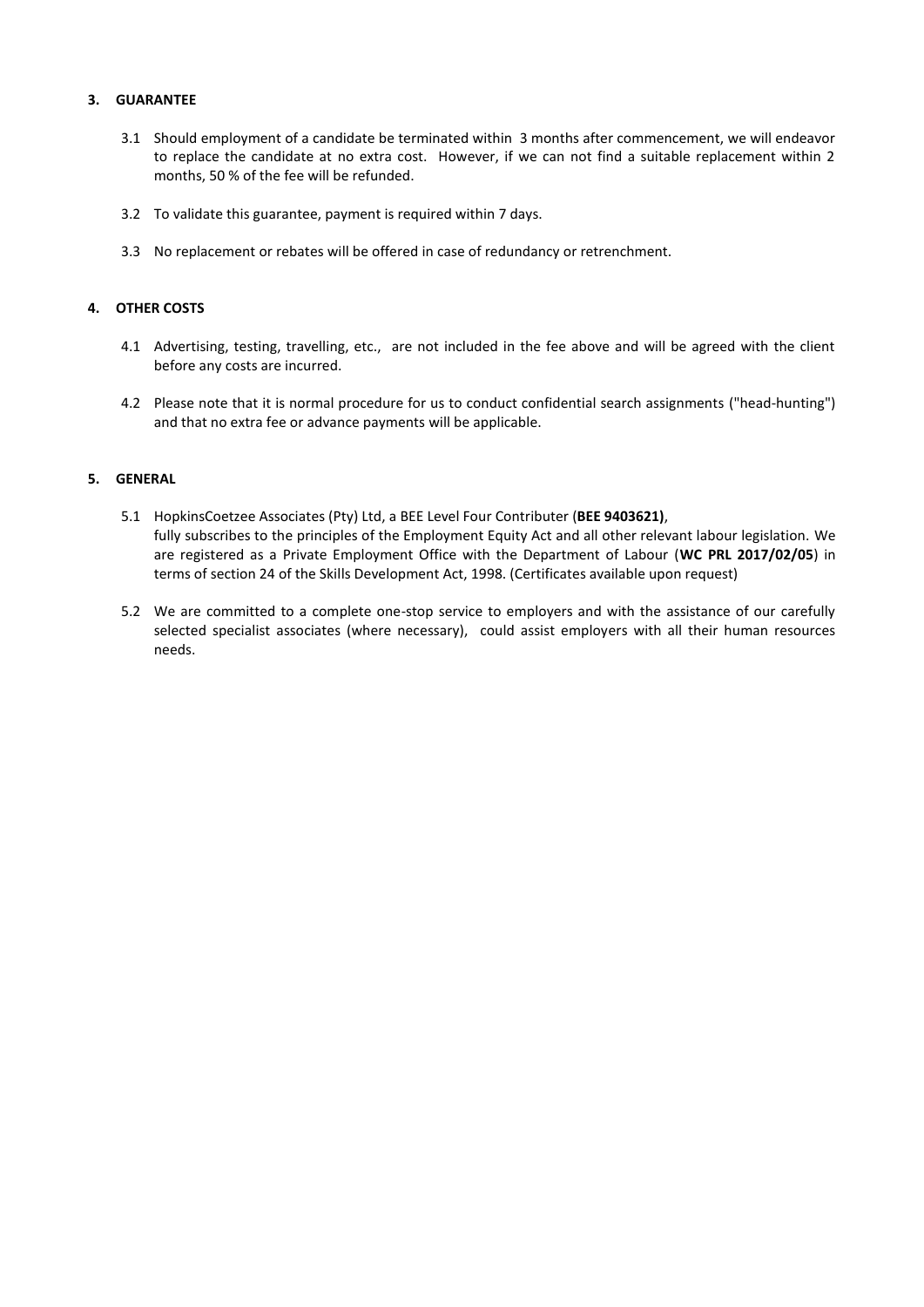## 3. GUARANTEE

3.1 Should employment of a candidate be terminated within 3 months after commencement, we will endeavor to replace the candidate at no extra cost. However, if we can not find a suitable replacement within 2 months, 50 % of the fee will be refunded.

3.2 To validate this guarantee, payment is required within 7 days.

3.3 No replacement or rebates will be offered in case of redundancy or retrenchment.

## 4. OTHER COSTS

4.1 Advertising, testing, travelling, etc., are not included in the fee above and will be agreed with the client before any costs are incurred.

4.2 Please note that it is normal procedure for us to conduct confidential search assignments ("head-hunting") and that no extra fee or advance payments will be applicable.

## 5. GENERAL

5.1 HopkinsCoetzee Associates (Pty) Ltd, a BEE Level Four Contributer (**BEE 9403621)**, fully subscribes to the principles of the Employment Equity Act and all other relevant labour legislation. We are registered as a Private Employment Office with the Department of Labour (**WC PRL 2017/02/05**) in terms of section 24 of the Skills Development Act, 1998. (Certificates available upon request)

5.2 We are committed to a complete one-stop service to employers and with the assistance of our carefully selected specialist associates (where necessary), could assist employers with all their human resources needs.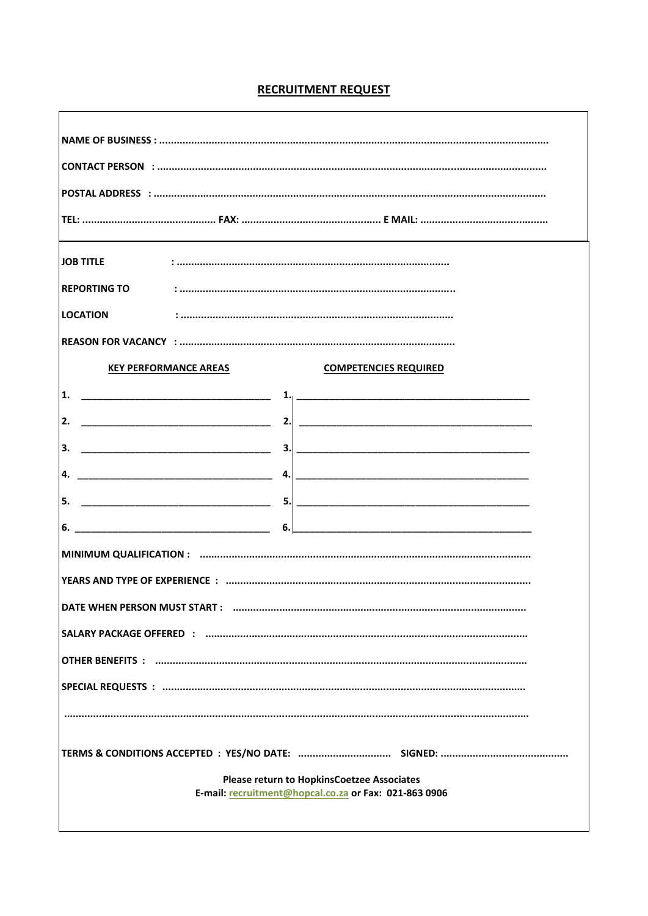# RECRUITMENT REQUEST

**NAME OF BUSINESS :** ……………………………………………………………………………………………………………

**CONTACT PERSON :** ……………………………………………………………………………………………………………

**POSTAL ADDRESS :** ……………………………………………………………………………………………………………

**TEL:** ……………………………… **FAX:** ……………………………… **E MAIL:** ………………………………

**JOB TITLE :** ……………………………………………………………………………

**REPORTING TO :** ……………………………………………………………………………

**LOCATION :** ……………………………………………………………………………

**REASON FOR VACANCY :** ……………………………………………………………………………

| KEY PERFORMANCE AREAS | COMPETENCIES REQUIRED |
| --- | --- |
| 1. ______________________ | 1. ______________________ |
| 2. ______________________ | 2. ______________________ |
| 3. ______________________ | 3. ______________________ |
| 4. ______________________ | 4. ______________________ |
| 5. ______________________ | 5. ______________________ |
| 6. ______________________ | 6. ______________________ |

**MINIMUM QUALIFICATION :** ……………………………………………………………………………

**YEARS AND TYPE OF EXPERIENCE :** ……………………………………………………………………………

**DATE WHEN PERSON MUST START :** ……………………………………………………………………………

**SALARY PACKAGE OFFERED :** ……………………………………………………………………………

**OTHER BENEFITS :** ……………………………………………………………………………

**SPECIAL REQUESTS :** ……………………………………………………………………………

……………………………………………………………………………………………………………

**TERMS & CONDITIONS ACCEPTED : YES/NO DATE:** ……………………… **SIGNED:** ………………………………

**Please return to HopkinsCoetzee Associates**
**E-mail: recruitment@hopcal.co.za or Fax: 021-863 0906**